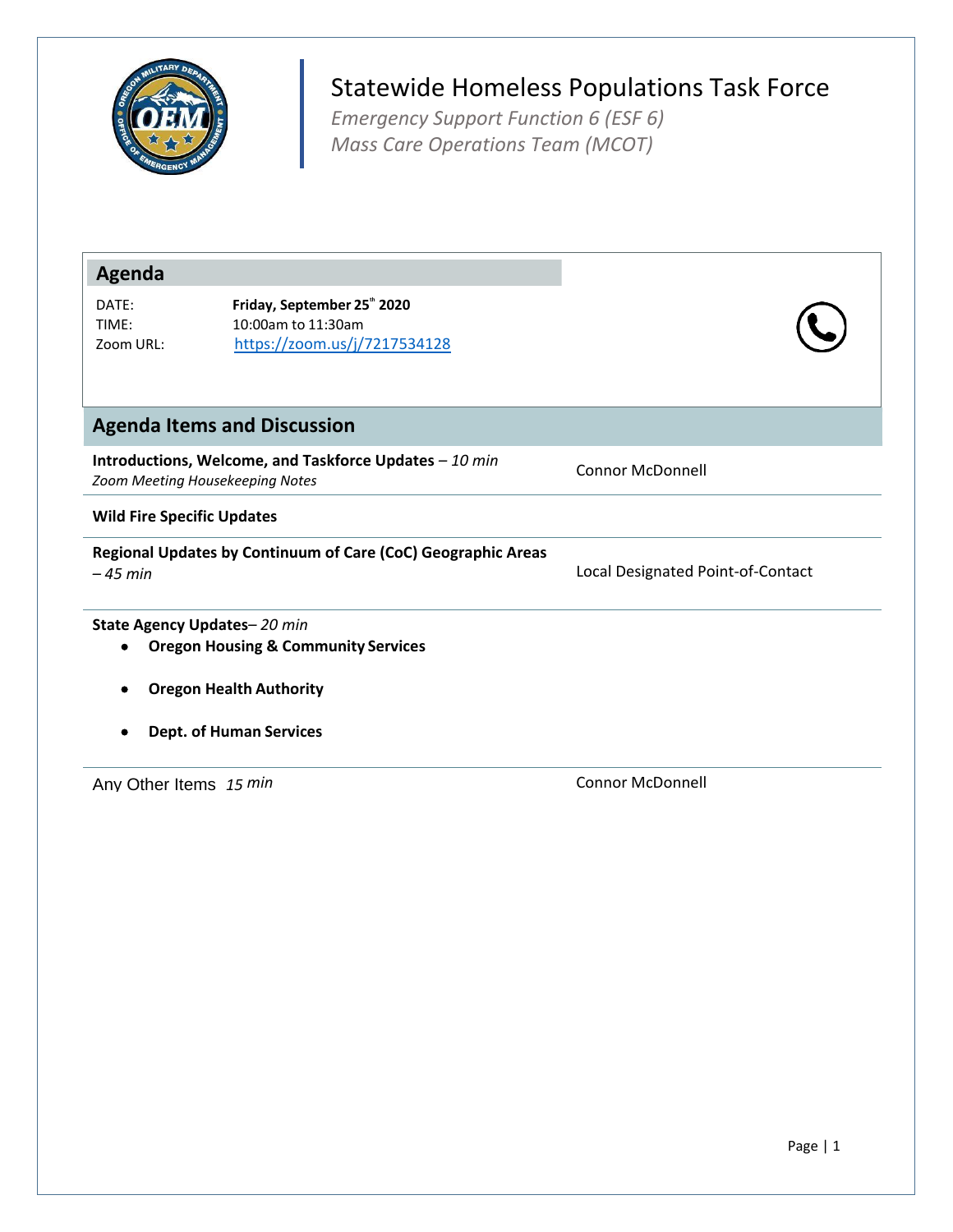# Statewide Homeless Populations Task Force

*Emergency Support Function 6 (ESF 6)*
*Mass Care Operations Team (MCOT)*

## Agenda

DATE: **Friday, September 25th 2020**
TIME: 10:00am to 11:30am
Zoom URL: https://zoom.us/j/7217534128

## Agenda Items and Discussion

| Item | Lead |
|---|---|
| **Introductions, Welcome, and Taskforce Updates** – *10 min*<br>*Zoom Meeting Housekeeping Notes* | Connor McDonnell |
| **Wild Fire Specific Updates** | |
| **Regional Updates by Continuum of Care (CoC) Geographic Areas** *– 45 min* | Local Designated Point-of-Contact |
| **State Agency Updates**– *20 min*<br>• **Oregon Housing & Community Services**<br>• **Oregon Health Authority**<br>• **Dept. of Human Services** | |
| Any Other Items *15 min* | Connor McDonnell |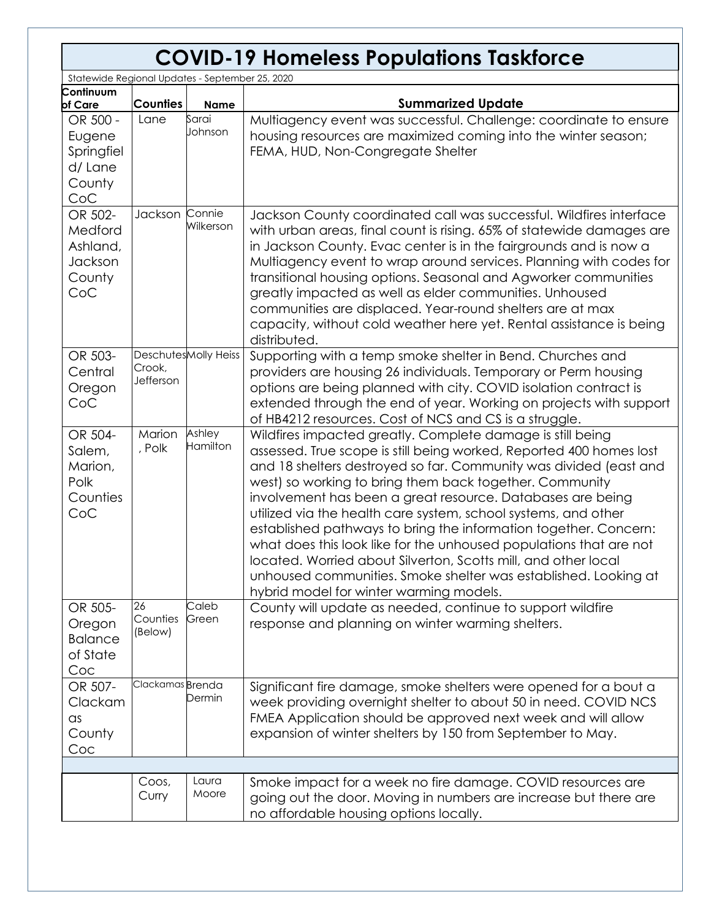# COVID-19 Homeless Populations Taskforce

Statewide Regional Updates - September 25, 2020

| Continuum of Care | Counties | Name | Summarized Update |
|---|---|---|---|
| OR 500 - Eugene Springfield/ Lane County CoC | Lane | Sarai Johnson | Multiagency event was successful. Challenge: coordinate to ensure housing resources are maximized coming into the winter season; FEMA, HUD, Non-Congregate Shelter |
| OR 502- Medford Ashland, Jackson County CoC | Jackson | Connie Wilkerson | Jackson County coordinated call was successful. Wildfires interface with urban areas, final count is rising. 65% of statewide damages are in Jackson County. Evac center is in the fairgrounds and is now a Multiagency event to wrap around services. Planning with codes for transitional housing options. Seasonal and Agworker communities greatly impacted as well as elder communities. Unhoused communities are displaced. Year-round shelters are at max capacity, without cold weather here yet. Rental assistance is being distributed. |
| OR 503- Central Oregon CoC | Deschutes Crook, Jefferson | Molly Heiss | Supporting with a temp smoke shelter in Bend. Churches and providers are housing 26 individuals. Temporary or Perm housing options are being planned with city. COVID isolation contract is extended through the end of year. Working on projects with support of HB4212 resources. Cost of NCS and CS is a struggle. |
| OR 504- Salem, Marion, Polk Counties CoC | Marion, Polk | Ashley Hamilton | Wildfires impacted greatly. Complete damage is still being assessed. True scope is still being worked, Reported 400 homes lost and 18 shelters destroyed so far. Community was divided (east and west) so working to bring them back together. Community involvement has been a great resource. Databases are being utilized via the health care system, school systems, and other established pathways to bring the information together. Concern: what does this look like for the unhoused populations that are not located. Worried about Silverton, Scotts mill, and other local unhoused communities. Smoke shelter was established. Looking at hybrid model for winter warming models. |
| OR 505- Oregon Balance of State Coc | 26 Counties (Below) | Caleb Green | County will update as needed, continue to support wildfire response and planning on winter warming shelters. |
| OR 507- Clackamas County Coc | Clackamas | Brenda Dermin | Significant fire damage, smoke shelters were opened for a bout a week providing overnight shelter to about 50 in need. COVID NCS FMEA Application should be approved next week and will allow expansion of winter shelters by 150 from September to May. |
| | | | |
| | Coos, Curry | Laura Moore | Smoke impact for a week no fire damage. COVID resources are going out the door. Moving in numbers are increase but there are no affordable housing options locally. |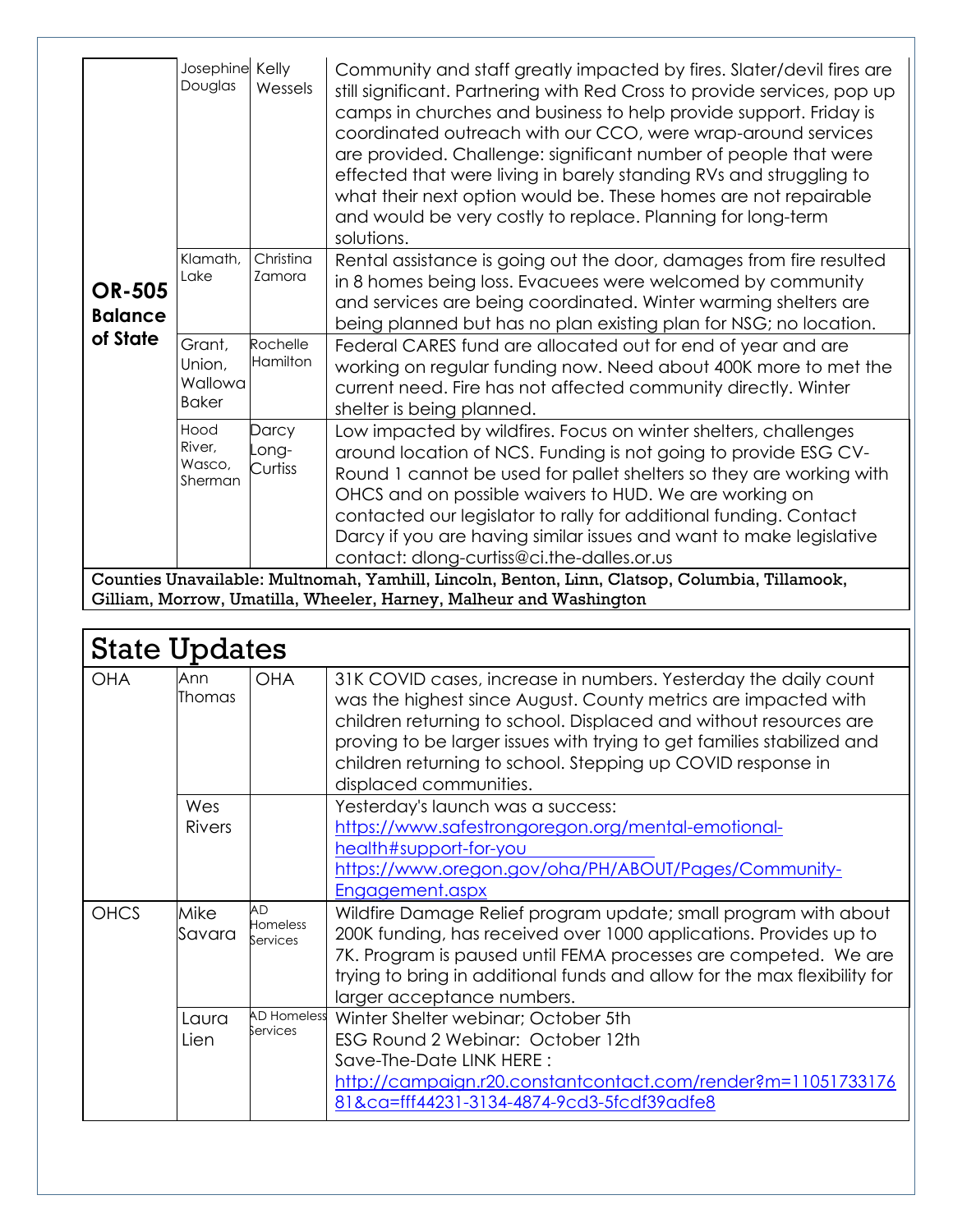| | | | |
|---|---|---|---|
| **OR-505 Balance of State** | Josephine Douglas | Kelly Wessels | Community and staff greatly impacted by fires. Slater/devil fires are still significant. Partnering with Red Cross to provide services, pop up camps in churches and business to help provide support. Friday is coordinated outreach with our CCO, were wrap-around services are provided. Challenge: significant number of people that were effected that were living in barely standing RVs and struggling to what their next option would be. These homes are not repairable and would be very costly to replace. Planning for long-term solutions. |
| | Klamath, Lake | Christina Zamora | Rental assistance is going out the door, damages from fire resulted in 8 homes being loss. Evacuees were welcomed by community and services are being coordinated. Winter warming shelters are being planned but has no plan existing plan for NSG; no location. |
| | Grant, Union, Wallowa Baker | Rochelle Hamilton | Federal CARES fund are allocated out for end of year and are working on regular funding now. Need about 400K more to met the current need. Fire has not affected community directly. Winter shelter is being planned. |
| | Hood River, Wasco, Sherman | Darcy Long-Curtiss | Low impacted by wildfires. Focus on winter shelters, challenges around location of NCS. Funding is not going to provide ESG CV-Round 1 cannot be used for pallet shelters so they are working with OHCS and on possible waivers to HUD. We are working on contacted our legislator to rally for additional funding. Contact Darcy if you are having similar issues and want to make legislative contact: dlong-curtiss@ci.the-dalles.or.us |
| **Counties Unavailable: Multnomah, Yamhill, Lincoln, Benton, Linn, Clatsop, Columbia, Tillamook, Gilliam, Morrow, Umatilla, Wheeler, Harney, Malheur and Washington** | | | |

## State Updates

| | | | |
|---|---|---|---|
| OHA | Ann Thomas | OHA | 31K COVID cases, increase in numbers. Yesterday the daily count was the highest since August. County metrics are impacted with children returning to school. Displaced and without resources are proving to be larger issues with trying to get families stabilized and children returning to school. Stepping up COVID response in displaced communities. |
| | Wes Rivers | | Yesterday's launch was a success: https://www.safestrongoregon.org/mental-emotional-health#support-for-you https://www.oregon.gov/oha/PH/ABOUT/Pages/Community-Engagement.aspx |
| OHCS | Mike Savara | AD Homeless Services | Wildfire Damage Relief program update; small program with about 200K funding, has received over 1000 applications. Provides up to 7K. Program is paused until FEMA processes are competed. We are trying to bring in additional funds and allow for the max flexibility for larger acceptance numbers. |
| | Laura Lien | AD Homeless Services | Winter Shelter webinar; October 5th<br>ESG Round 2 Webinar: October 12th<br>Save-The-Date LINK HERE :<br>http://campaign.r20.constantcontact.com/render?m=1105173317681&ca=fff44231-3134-4874-9cd3-5fcdf39adfe8 |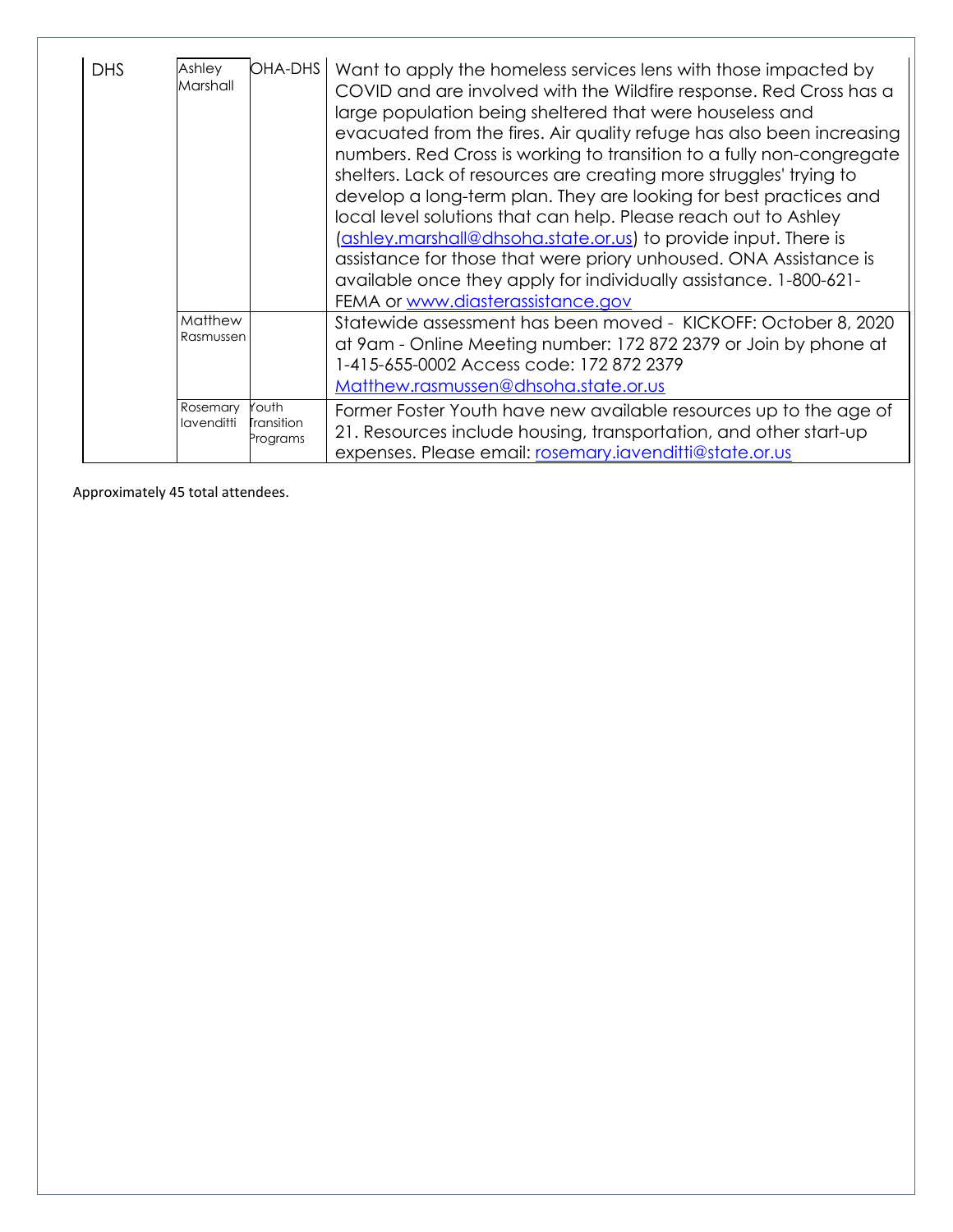| | | | |
|---|---|---|---|
| DHS | Ashley Marshall | OHA-DHS | Want to apply the homeless services lens with those impacted by COVID and are involved with the Wildfire response. Red Cross has a large population being sheltered that were houseless and evacuated from the fires. Air quality refuge has also been increasing numbers. Red Cross is working to transition to a fully non-congregate shelters. Lack of resources are creating more struggles' trying to develop a long-term plan. They are looking for best practices and local level solutions that can help. Please reach out to Ashley (ashley.marshall@dhsoha.state.or.us) to provide input. There is assistance for those that were priory unhoused. ONA Assistance is available once they apply for individually assistance. 1-800-621-FEMA or www.diasterassistance.gov |
| | Matthew Rasmussen | | Statewide assessment has been moved - KICKOFF: October 8, 2020 at 9am - Online Meeting number: 172 872 2379 or Join by phone at 1-415-655-0002 Access code: 172 872 2379 Matthew.rasmussen@dhsoha.state.or.us |
| | Rosemary Iavenditti | Youth Transition Programs | Former Foster Youth have new available resources up to the age of 21. Resources include housing, transportation, and other start-up expenses. Please email: rosemary.iavenditti@state.or.us |

Approximately 45 total attendees.